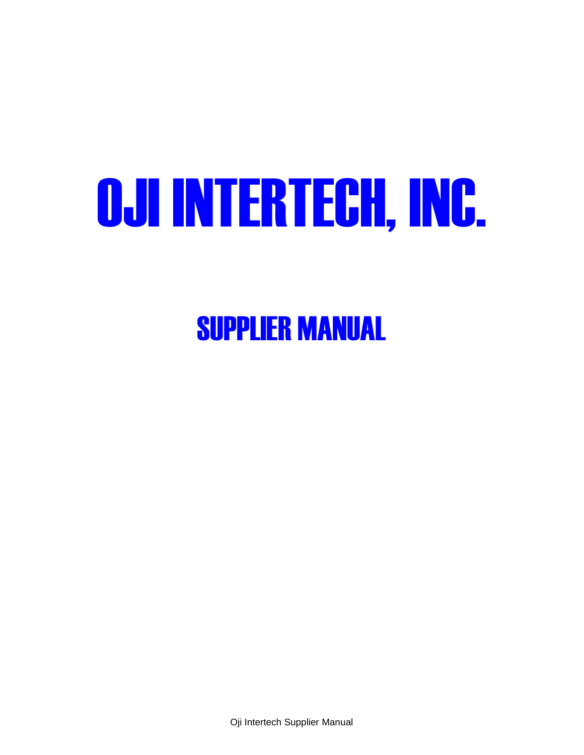# OJI INTERTECH, INC.

## SUPPLIER MANUAL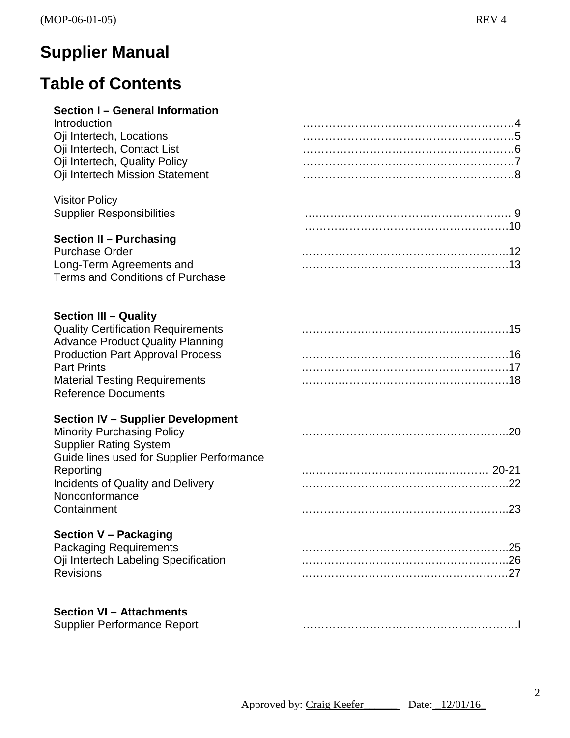# Supplier Manual

## Table of Contents

| Section | Page |
|---|---|
| **Section I – General Information** | |
| Introduction | 4 |
| Oji Intertech, Locations | 5 |
| Oji Intertech, Contact List | 6 |
| Oji Intertech, Quality Policy | 7 |
| Oji Intertech Mission Statement | 8 |
| Visitor Policy | 9 |
| Supplier Responsibilities | 10 |
| **Section II – Purchasing** | |
| Purchase Order | 12 |
| Long-Term Agreements and Terms and Conditions of Purchase | 13 |
| **Section III – Quality** | |
| Quality Certification Requirements | 15 |
| Advance Product Quality Planning Production Part Approval Process | 16 |
| Part Prints | 17 |
| Material Testing Requirements Reference Documents | 18 |
| **Section IV – Supplier Development** | |
| Minority Purchasing Policy | 20 |
| Supplier Rating System Guide lines used for Supplier Performance Reporting | 20-21 |
| Incidents of Quality and Delivery Nonconformance | 22 |
| Containment | 23 |
| **Section V – Packaging** | |
| Packaging Requirements | 25 |
| Oji Intertech Labeling Specification | 26 |
| Revisions | 27 |
| **Section VI – Attachments** | |
| Supplier Performance Report | I |

Approved by: Craig Keefer______ Date: _12/01/16_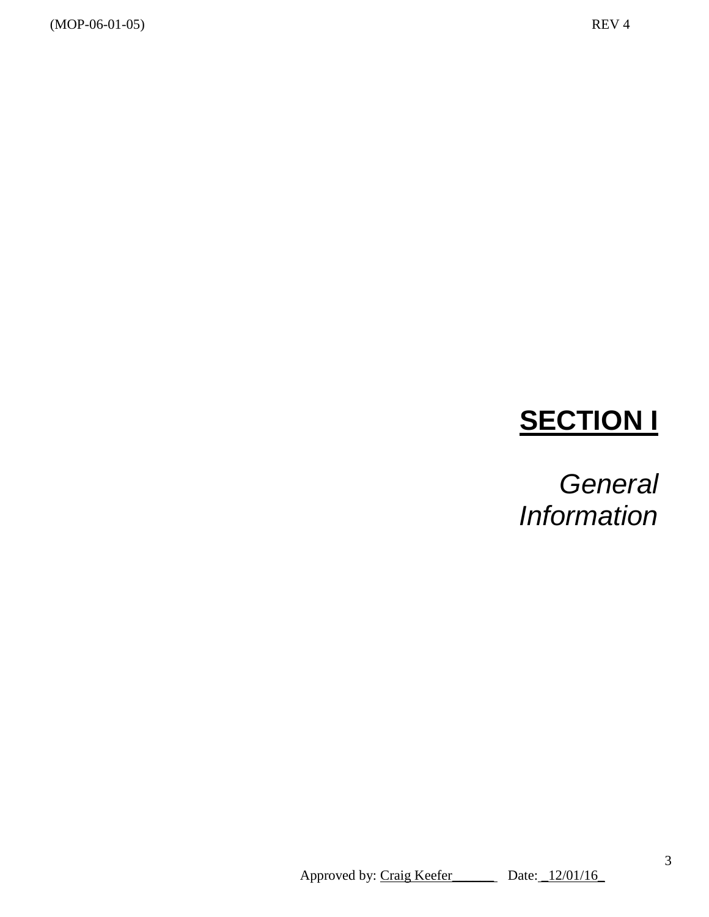# SECTION I

*General Information*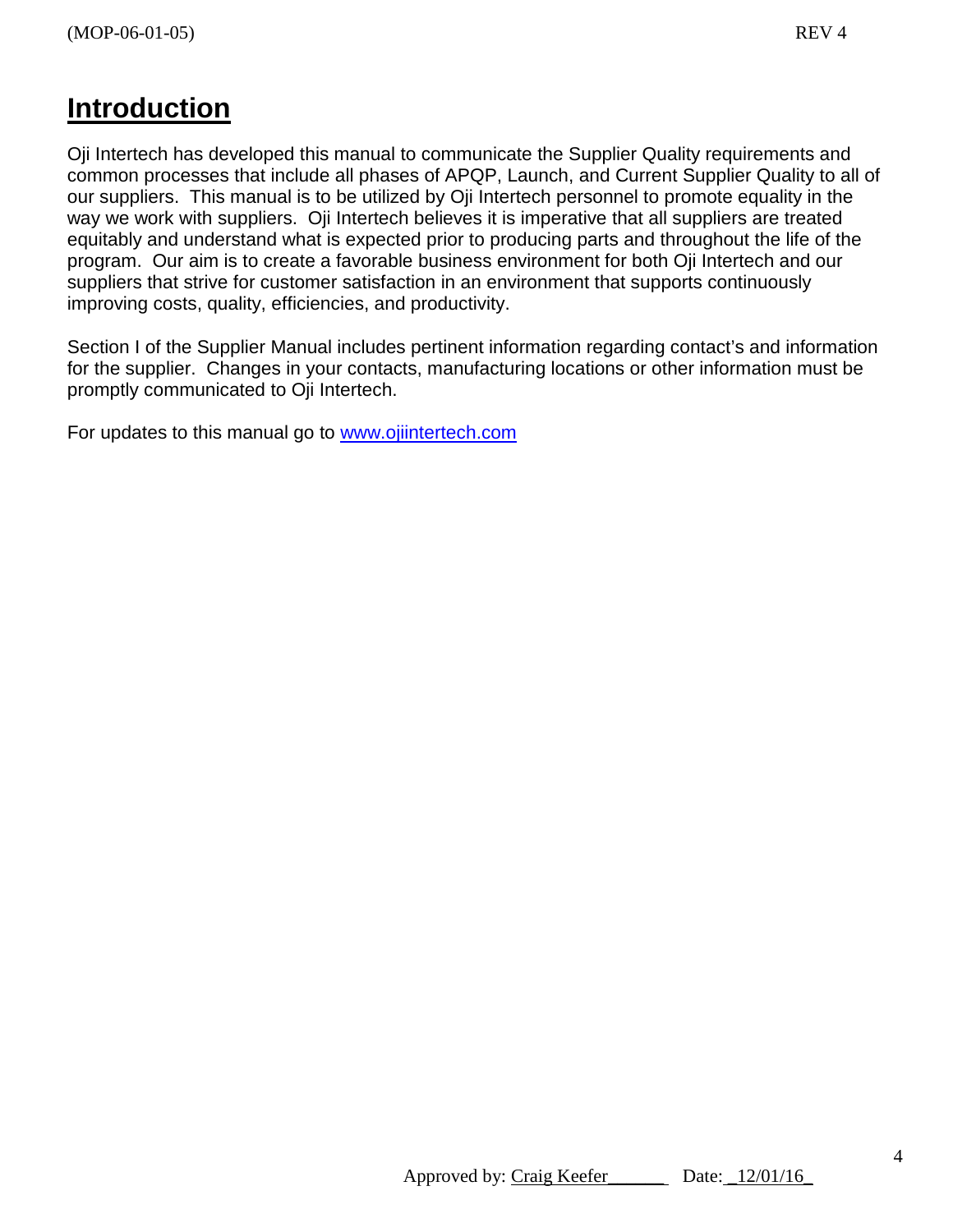# Introduction

Oji Intertech has developed this manual to communicate the Supplier Quality requirements and common processes that include all phases of APQP, Launch, and Current Supplier Quality to all of our suppliers. This manual is to be utilized by Oji Intertech personnel to promote equality in the way we work with suppliers. Oji Intertech believes it is imperative that all suppliers are treated equitably and understand what is expected prior to producing parts and throughout the life of the program. Our aim is to create a favorable business environment for both Oji Intertech and our suppliers that strive for customer satisfaction in an environment that supports continuously improving costs, quality, efficiencies, and productivity.

Section I of the Supplier Manual includes pertinent information regarding contact's and information for the supplier. Changes in your contacts, manufacturing locations or other information must be promptly communicated to Oji Intertech.

For updates to this manual go to [www.ojiintertech.com](http://www.ojiintertech.com)

Approved by: Craig Keefer\_\_\_\_\_\_ Date: \_12/01/16\_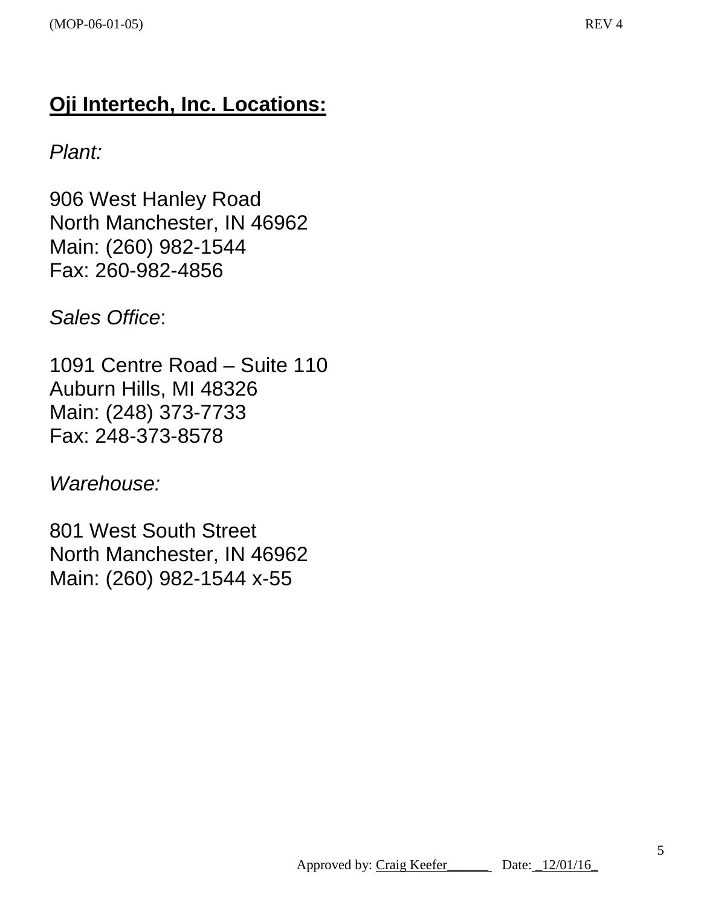## Oji Intertech, Inc. Locations:

*Plant:*

906 West Hanley Road
North Manchester, IN 46962
Main: (260) 982-1544
Fax: 260-982-4856

*Sales Office*:

1091 Centre Road – Suite 110
Auburn Hills, MI 48326
Main: (248) 373-7733
Fax: 248-373-8578

*Warehouse:*

801 West South Street
North Manchester, IN 46962
Main: (260) 982-1544 x-55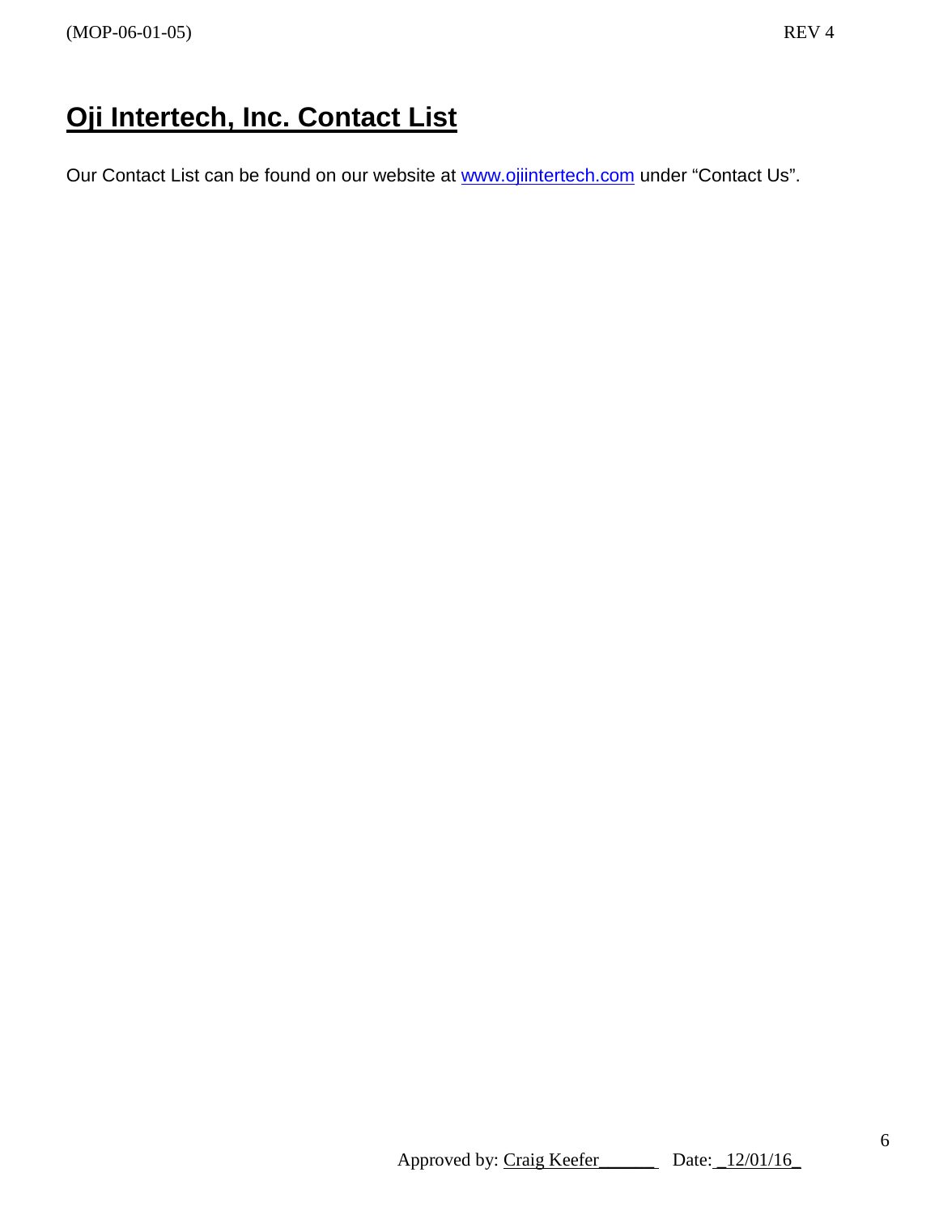# Oji Intertech, Inc. Contact List

Our Contact List can be found on our website at [www.ojiintertech.com](http://www.ojiintertech.com) under “Contact Us”.

Approved by: Craig Keefer\_\_\_\_\_\_ Date: \_12/01/16\_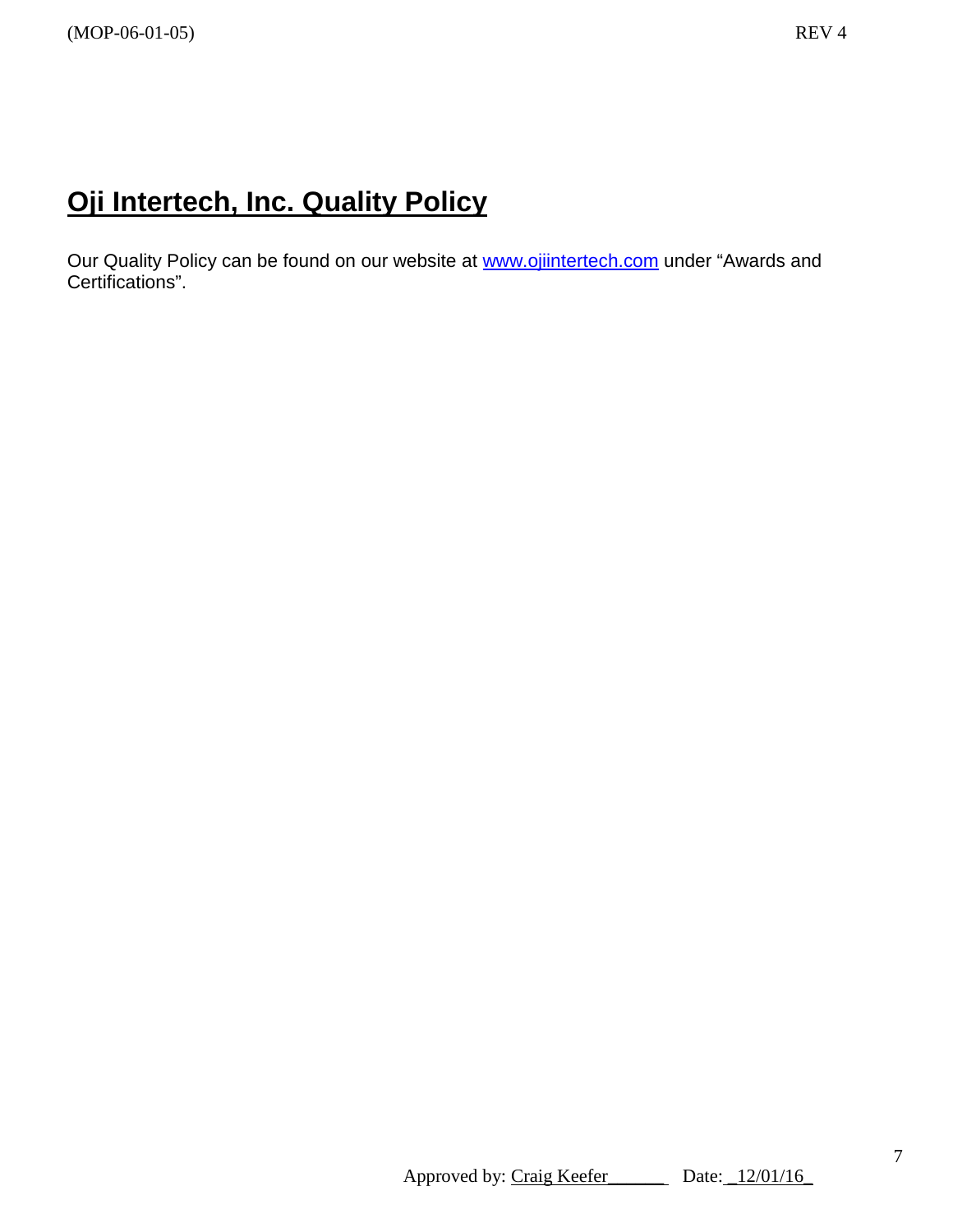# Oji Intertech, Inc. Quality Policy

Our Quality Policy can be found on our website at www.ojiintertech.com under "Awards and Certifications".

Approved by: Craig Keefer______ Date: _12/01/16_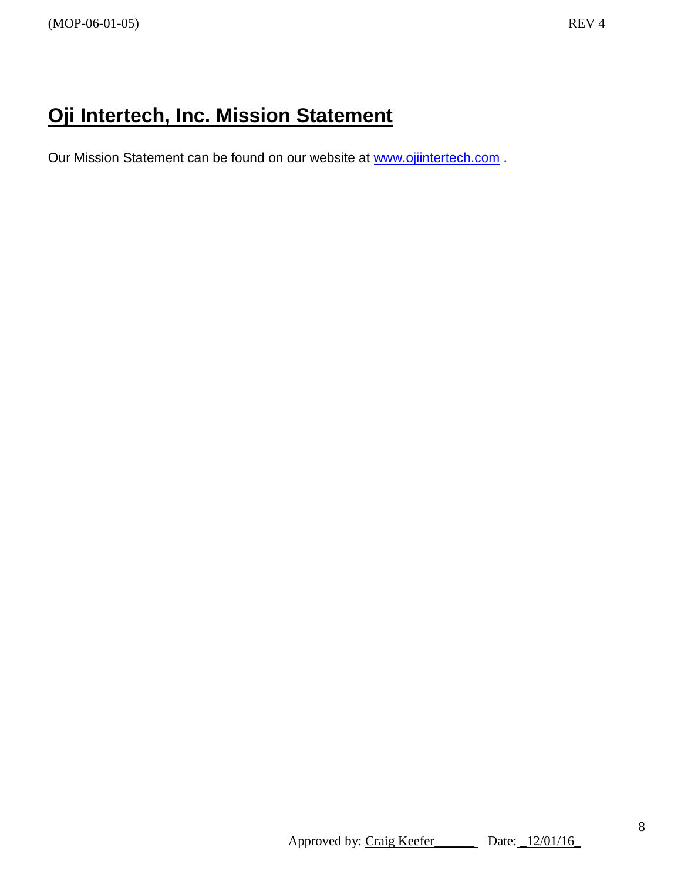# Oji Intertech, Inc. Mission Statement

Our Mission Statement can be found on our website at [www.ojiintertech.com](http://www.ojiintertech.com) .

Approved by: Craig Keefer______ Date: _12/01/16_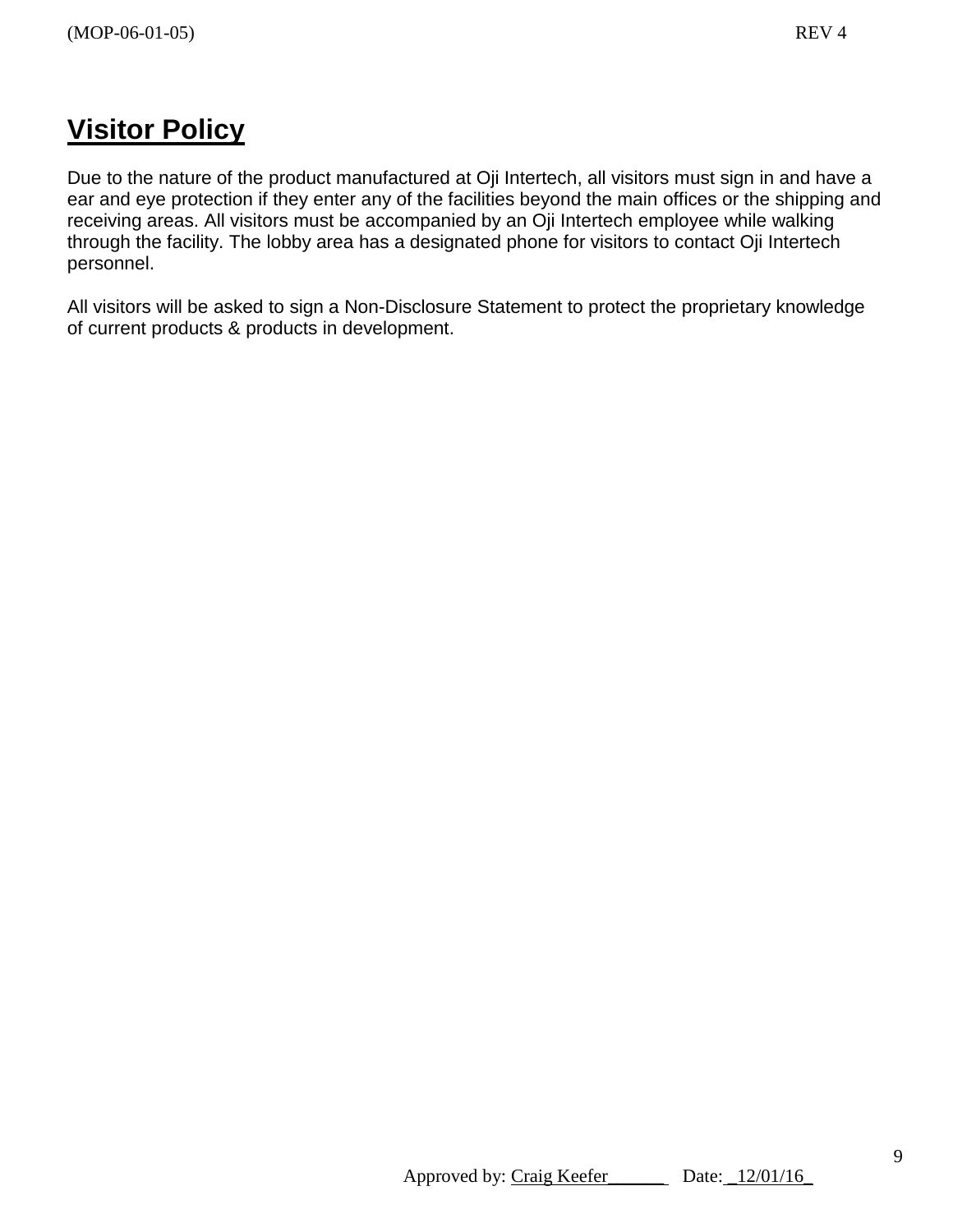# Visitor Policy

Due to the nature of the product manufactured at Oji Intertech, all visitors must sign in and have a ear and eye protection if they enter any of the facilities beyond the main offices or the shipping and receiving areas. All visitors must be accompanied by an Oji Intertech employee while walking through the facility. The lobby area has a designated phone for visitors to contact Oji Intertech personnel.

All visitors will be asked to sign a Non-Disclosure Statement to protect the proprietary knowledge of current products & products in development.

Approved by: Craig Keefer______ Date: _12/01/16_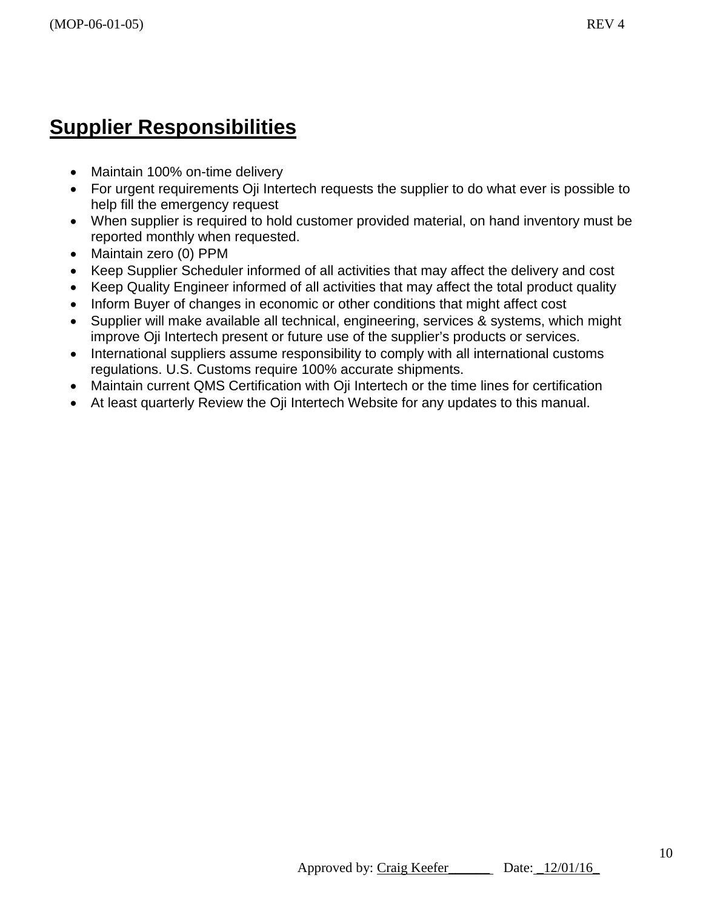## Supplier Responsibilities

- Maintain 100% on-time delivery
- For urgent requirements Oji Intertech requests the supplier to do what ever is possible to help fill the emergency request
- When supplier is required to hold customer provided material, on hand inventory must be reported monthly when requested.
- Maintain zero (0) PPM
- Keep Supplier Scheduler informed of all activities that may affect the delivery and cost
- Keep Quality Engineer informed of all activities that may affect the total product quality
- Inform Buyer of changes in economic or other conditions that might affect cost
- Supplier will make available all technical, engineering, services & systems, which might improve Oji Intertech present or future use of the supplier's products or services.
- International suppliers assume responsibility to comply with all international customs regulations. U.S. Customs require 100% accurate shipments.
- Maintain current QMS Certification with Oji Intertech or the time lines for certification
- At least quarterly Review the Oji Intertech Website for any updates to this manual.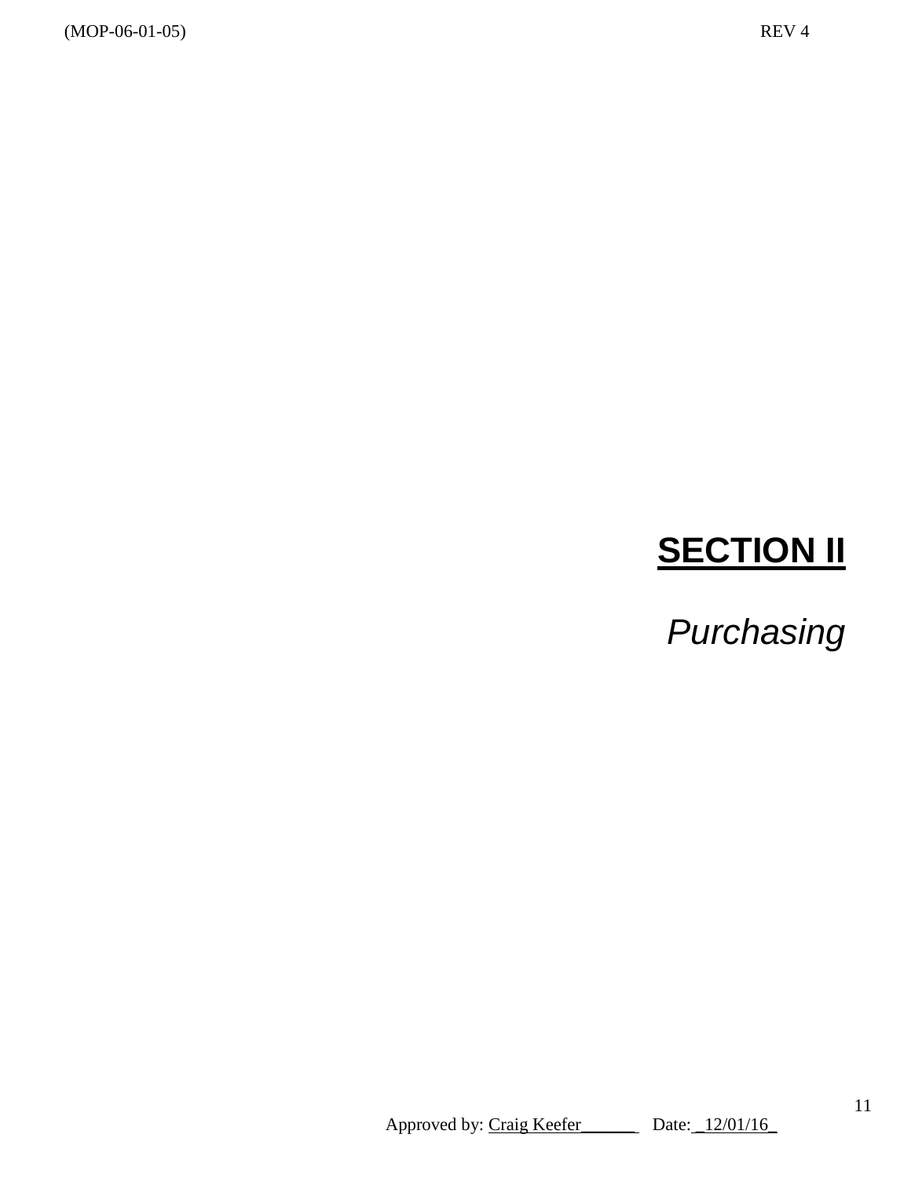# SECTION II

*Purchasing*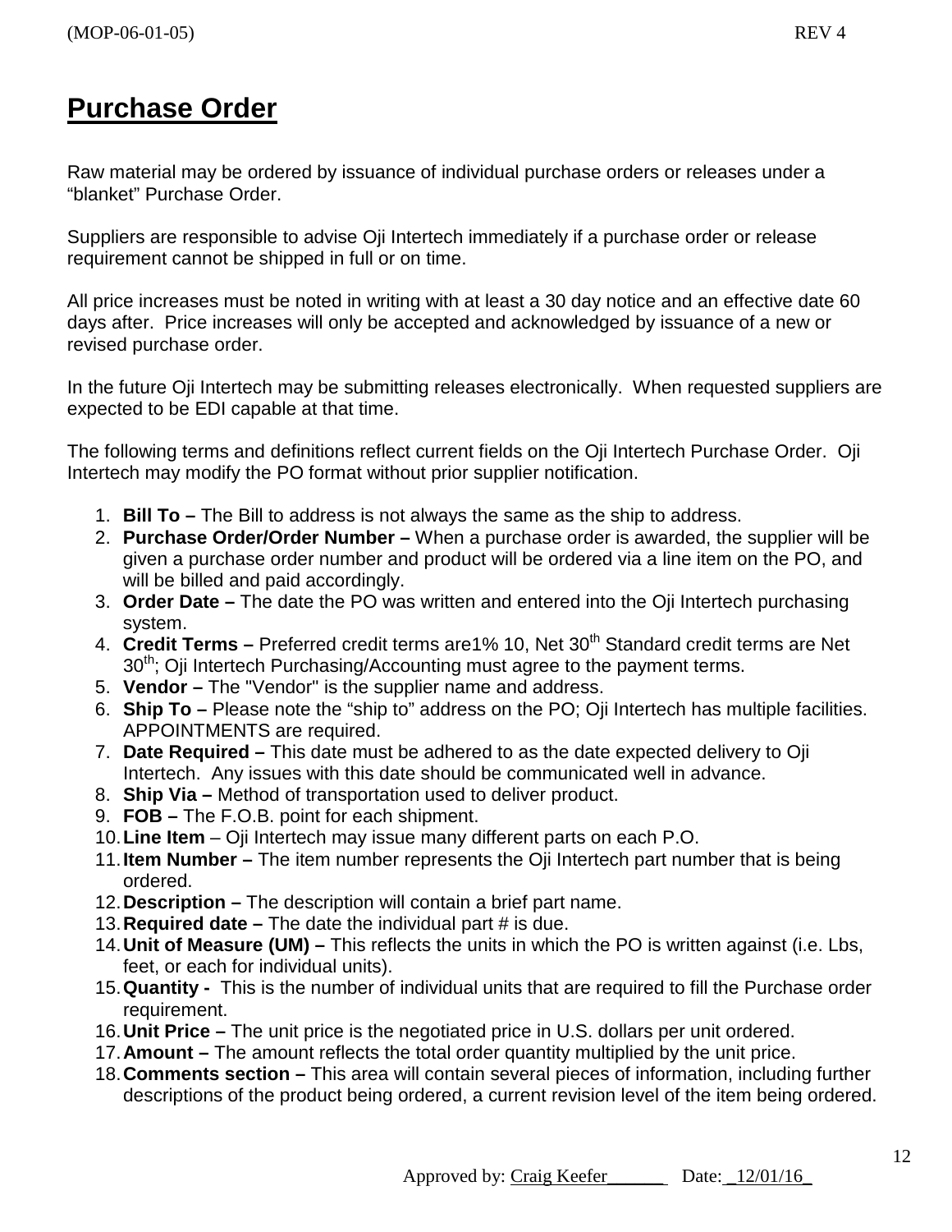# Purchase Order

Raw material may be ordered by issuance of individual purchase orders or releases under a "blanket" Purchase Order.

Suppliers are responsible to advise Oji Intertech immediately if a purchase order or release requirement cannot be shipped in full or on time.

All price increases must be noted in writing with at least a 30 day notice and an effective date 60 days after. Price increases will only be accepted and acknowledged by issuance of a new or revised purchase order.

In the future Oji Intertech may be submitting releases electronically. When requested suppliers are expected to be EDI capable at that time.

The following terms and definitions reflect current fields on the Oji Intertech Purchase Order. Oji Intertech may modify the PO format without prior supplier notification.

1. **Bill To –** The Bill to address is not always the same as the ship to address.
2. **Purchase Order/Order Number –** When a purchase order is awarded, the supplier will be given a purchase order number and product will be ordered via a line item on the PO, and will be billed and paid accordingly.
3. **Order Date –** The date the PO was written and entered into the Oji Intertech purchasing system.
4. **Credit Terms –** Preferred credit terms are1% 10, Net 30th Standard credit terms are Net 30th; Oji Intertech Purchasing/Accounting must agree to the payment terms.
5. **Vendor –** The "Vendor" is the supplier name and address.
6. **Ship To –** Please note the "ship to" address on the PO; Oji Intertech has multiple facilities. APPOINTMENTS are required.
7. **Date Required –** This date must be adhered to as the date expected delivery to Oji Intertech. Any issues with this date should be communicated well in advance.
8. **Ship Via –** Method of transportation used to deliver product.
9. **FOB –** The F.O.B. point for each shipment.
10. **Line Item** – Oji Intertech may issue many different parts on each P.O.
11. **Item Number –** The item number represents the Oji Intertech part number that is being ordered.
12. **Description –** The description will contain a brief part name.
13. **Required date –** The date the individual part # is due.
14. **Unit of Measure (UM) –** This reflects the units in which the PO is written against (i.e. Lbs, feet, or each for individual units).
15. **Quantity -** This is the number of individual units that are required to fill the Purchase order requirement.
16. **Unit Price –** The unit price is the negotiated price in U.S. dollars per unit ordered.
17. **Amount –** The amount reflects the total order quantity multiplied by the unit price.
18. **Comments section –** This area will contain several pieces of information, including further descriptions of the product being ordered, a current revision level of the item being ordered.

Approved by: Craig Keefer______ Date: _12/01/16_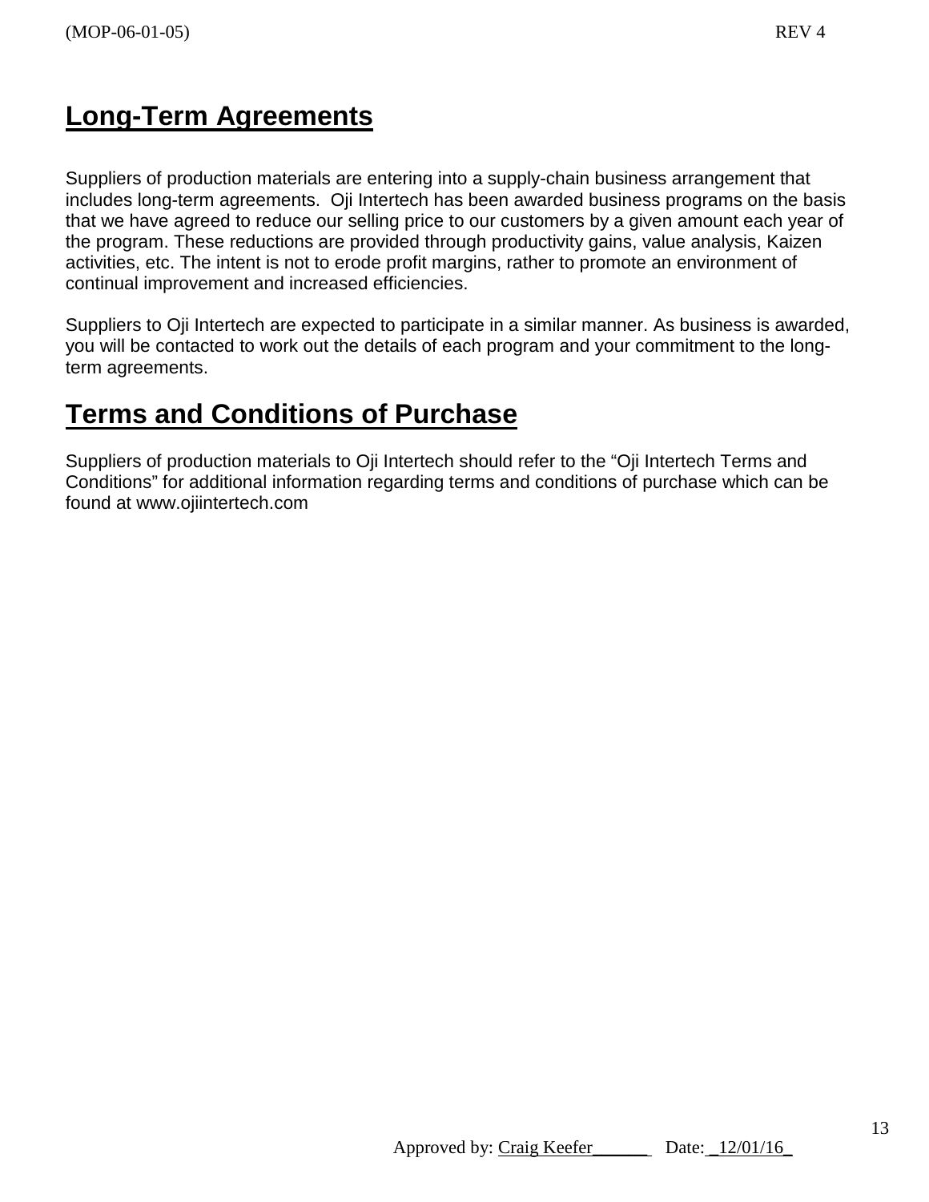## Long-Term Agreements

Suppliers of production materials are entering into a supply-chain business arrangement that includes long-term agreements. Oji Intertech has been awarded business programs on the basis that we have agreed to reduce our selling price to our customers by a given amount each year of the program. These reductions are provided through productivity gains, value analysis, Kaizen activities, etc. The intent is not to erode profit margins, rather to promote an environment of continual improvement and increased efficiencies.

Suppliers to Oji Intertech are expected to participate in a similar manner. As business is awarded, you will be contacted to work out the details of each program and your commitment to the long-term agreements.

## Terms and Conditions of Purchase

Suppliers of production materials to Oji Intertech should refer to the "Oji Intertech Terms and Conditions" for additional information regarding terms and conditions of purchase which can be found at www.ojiintertech.com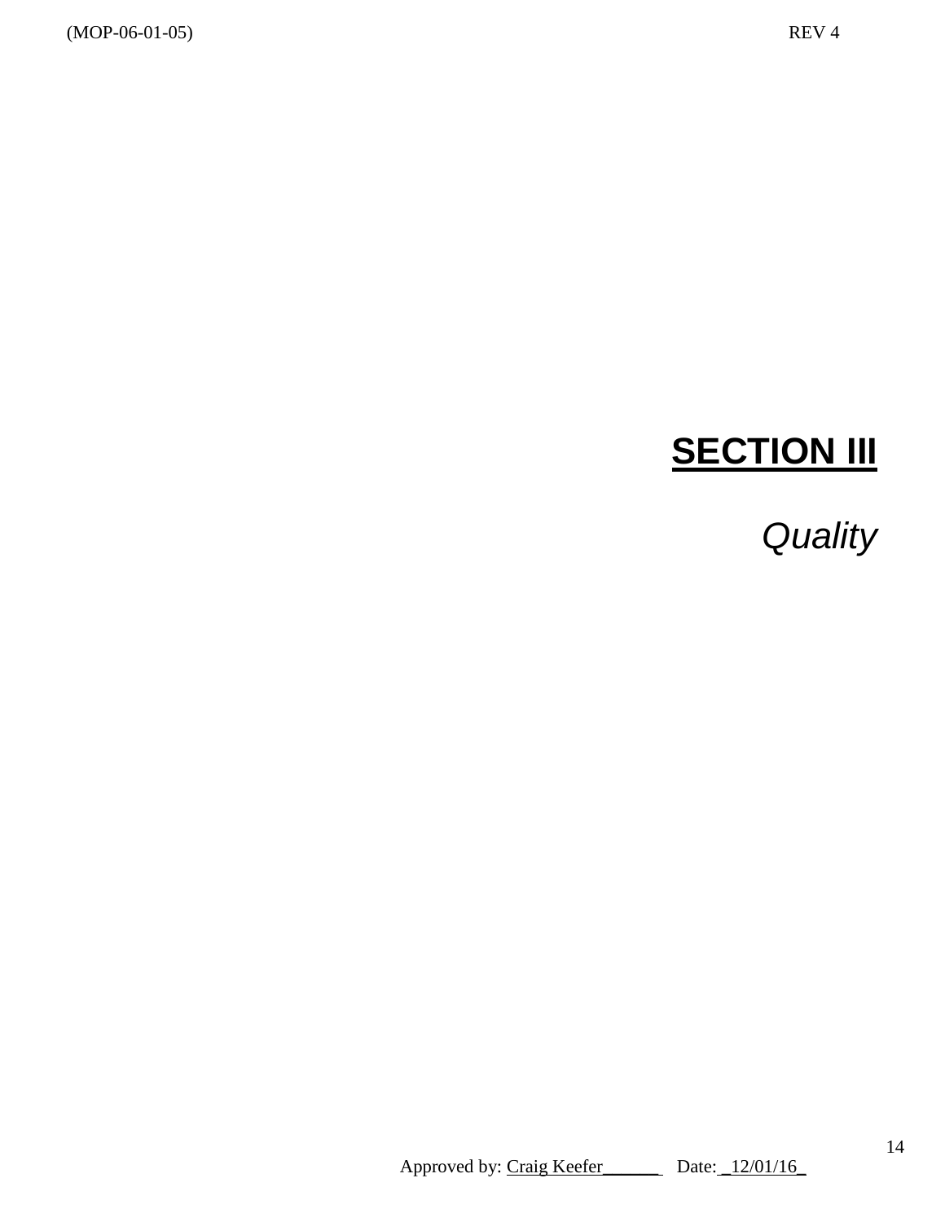# SECTION III

*Quality*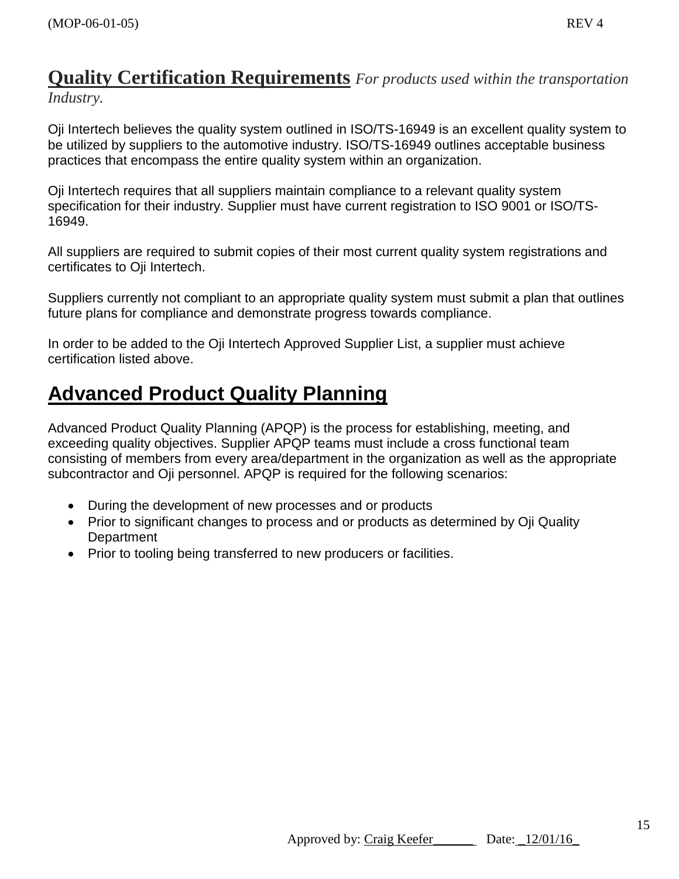## Quality Certification Requirements *For products used within the transportation Industry.*

Oji Intertech believes the quality system outlined in ISO/TS-16949 is an excellent quality system to be utilized by suppliers to the automotive industry. ISO/TS-16949 outlines acceptable business practices that encompass the entire quality system within an organization.

Oji Intertech requires that all suppliers maintain compliance to a relevant quality system specification for their industry. Supplier must have current registration to ISO 9001 or ISO/TS-16949.

All suppliers are required to submit copies of their most current quality system registrations and certificates to Oji Intertech.

Suppliers currently not compliant to an appropriate quality system must submit a plan that outlines future plans for compliance and demonstrate progress towards compliance.

In order to be added to the Oji Intertech Approved Supplier List, a supplier must achieve certification listed above.

## Advanced Product Quality Planning

Advanced Product Quality Planning (APQP) is the process for establishing, meeting, and exceeding quality objectives. Supplier APQP teams must include a cross functional team consisting of members from every area/department in the organization as well as the appropriate subcontractor and Oji personnel. APQP is required for the following scenarios:

- During the development of new processes and or products
- Prior to significant changes to process and or products as determined by Oji Quality Department
- Prior to tooling being transferred to new producers or facilities.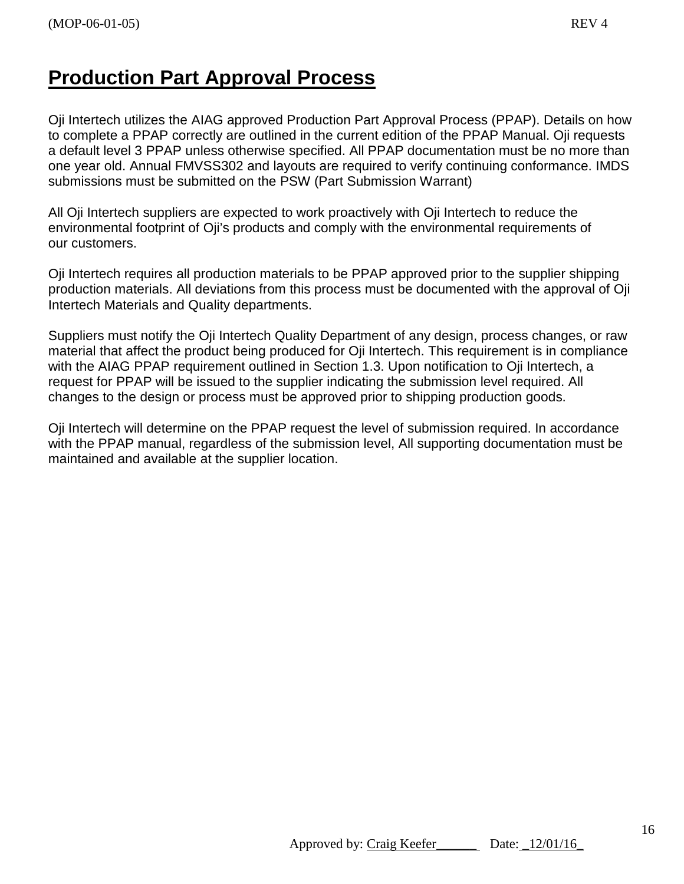# Production Part Approval Process

Oji Intertech utilizes the AIAG approved Production Part Approval Process (PPAP). Details on how to complete a PPAP correctly are outlined in the current edition of the PPAP Manual. Oji requests a default level 3 PPAP unless otherwise specified. All PPAP documentation must be no more than one year old. Annual FMVSS302 and layouts are required to verify continuing conformance. IMDS submissions must be submitted on the PSW (Part Submission Warrant)

All Oji Intertech suppliers are expected to work proactively with Oji Intertech to reduce the environmental footprint of Oji's products and comply with the environmental requirements of our customers.

Oji Intertech requires all production materials to be PPAP approved prior to the supplier shipping production materials. All deviations from this process must be documented with the approval of Oji Intertech Materials and Quality departments.

Suppliers must notify the Oji Intertech Quality Department of any design, process changes, or raw material that affect the product being produced for Oji Intertech. This requirement is in compliance with the AIAG PPAP requirement outlined in Section 1.3. Upon notification to Oji Intertech, a request for PPAP will be issued to the supplier indicating the submission level required. All changes to the design or process must be approved prior to shipping production goods.

Oji Intertech will determine on the PPAP request the level of submission required. In accordance with the PPAP manual, regardless of the submission level, All supporting documentation must be maintained and available at the supplier location.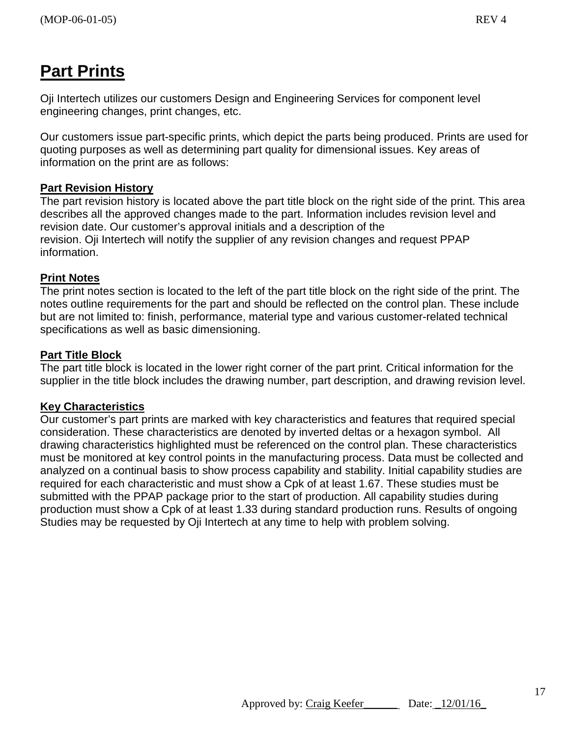# Part Prints

Oji Intertech utilizes our customers Design and Engineering Services for component level engineering changes, print changes, etc.

Our customers issue part-specific prints, which depict the parts being produced. Prints are used for quoting purposes as well as determining part quality for dimensional issues. Key areas of information on the print are as follows:

**Part Revision History**

The part revision history is located above the part title block on the right side of the print. This area describes all the approved changes made to the part. Information includes revision level and revision date. Our customer's approval initials and a description of the revision. Oji Intertech will notify the supplier of any revision changes and request PPAP information.

**Print Notes**

The print notes section is located to the left of the part title block on the right side of the print. The notes outline requirements for the part and should be reflected on the control plan. These include but are not limited to: finish, performance, material type and various customer-related technical specifications as well as basic dimensioning.

**Part Title Block**

The part title block is located in the lower right corner of the part print. Critical information for the supplier in the title block includes the drawing number, part description, and drawing revision level.

**Key Characteristics**

Our customer's part prints are marked with key characteristics and features that required special consideration. These characteristics are denoted by inverted deltas or a hexagon symbol. All drawing characteristics highlighted must be referenced on the control plan. These characteristics must be monitored at key control points in the manufacturing process. Data must be collected and analyzed on a continual basis to show process capability and stability. Initial capability studies are required for each characteristic and must show a Cpk of at least 1.67. These studies must be submitted with the PPAP package prior to the start of production. All capability studies during production must show a Cpk of at least 1.33 during standard production runs. Results of ongoing Studies may be requested by Oji Intertech at any time to help with problem solving.

Approved by: Craig Keefer______ Date: _12/01/16_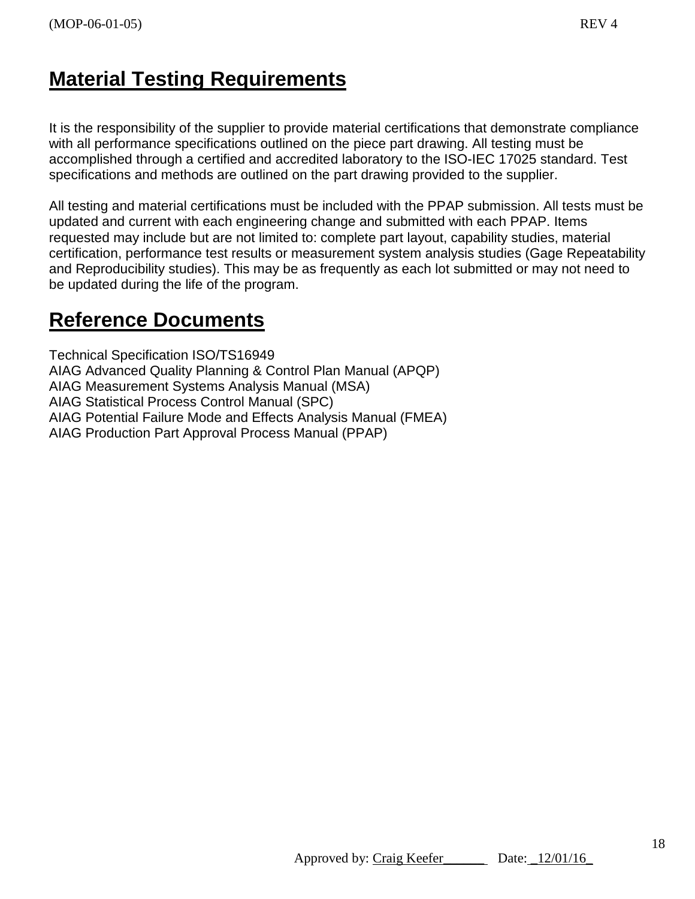## Material Testing Requirements

It is the responsibility of the supplier to provide material certifications that demonstrate compliance with all performance specifications outlined on the piece part drawing. All testing must be accomplished through a certified and accredited laboratory to the ISO-IEC 17025 standard. Test specifications and methods are outlined on the part drawing provided to the supplier.

All testing and material certifications must be included with the PPAP submission. All tests must be updated and current with each engineering change and submitted with each PPAP. Items requested may include but are not limited to: complete part layout, capability studies, material certification, performance test results or measurement system analysis studies (Gage Repeatability and Reproducibility studies). This may be as frequently as each lot submitted or may not need to be updated during the life of the program.

## Reference Documents

Technical Specification ISO/TS16949
AIAG Advanced Quality Planning & Control Plan Manual (APQP)
AIAG Measurement Systems Analysis Manual (MSA)
AIAG Statistical Process Control Manual (SPC)
AIAG Potential Failure Mode and Effects Analysis Manual (FMEA)
AIAG Production Part Approval Process Manual (PPAP)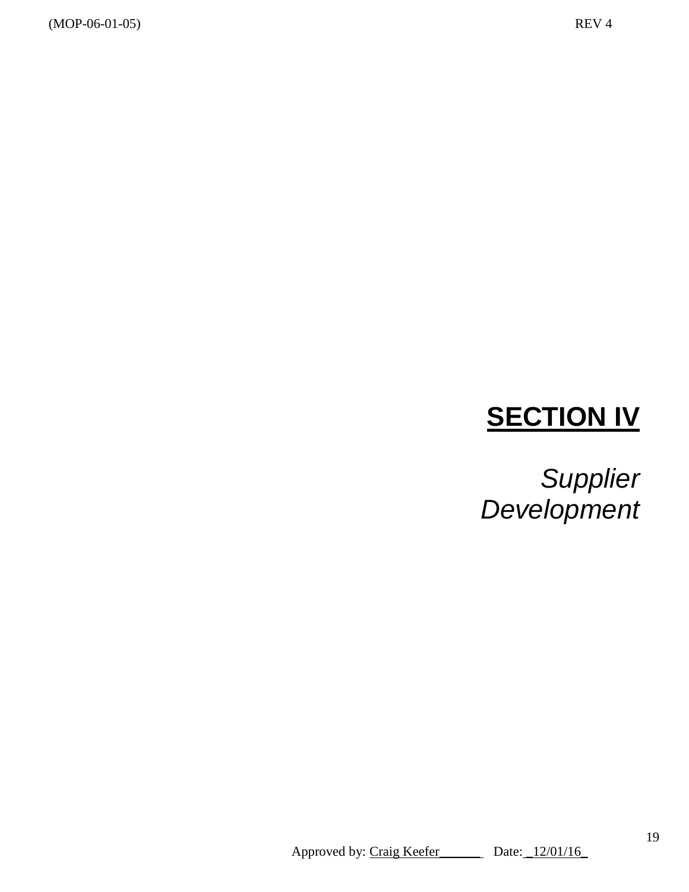# **SECTION IV**

*Supplier Development*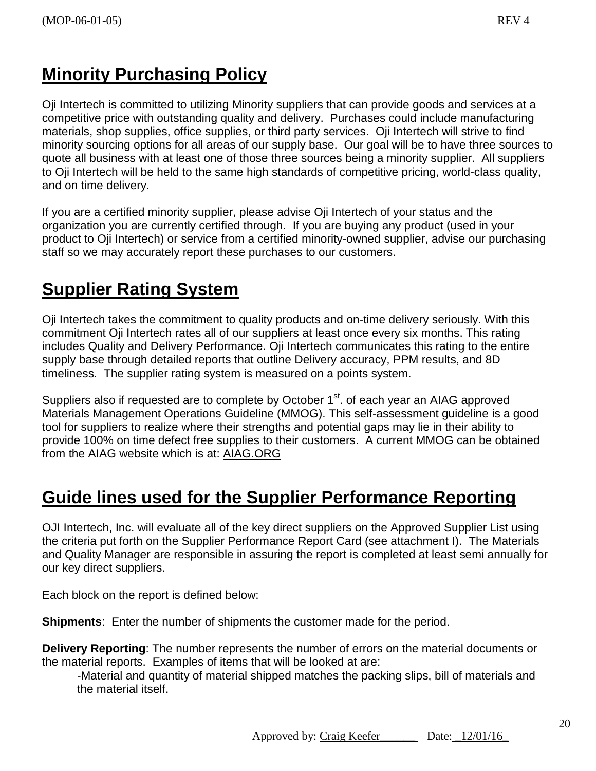## Minority Purchasing Policy

Oji Intertech is committed to utilizing Minority suppliers that can provide goods and services at a competitive price with outstanding quality and delivery. Purchases could include manufacturing materials, shop supplies, office supplies, or third party services. Oji Intertech will strive to find minority sourcing options for all areas of our supply base. Our goal will be to have three sources to quote all business with at least one of those three sources being a minority supplier. All suppliers to Oji Intertech will be held to the same high standards of competitive pricing, world-class quality, and on time delivery.

If you are a certified minority supplier, please advise Oji Intertech of your status and the organization you are currently certified through. If you are buying any product (used in your product to Oji Intertech) or service from a certified minority-owned supplier, advise our purchasing staff so we may accurately report these purchases to our customers.

## Supplier Rating System

Oji Intertech takes the commitment to quality products and on-time delivery seriously. With this commitment Oji Intertech rates all of our suppliers at least once every six months. This rating includes Quality and Delivery Performance. Oji Intertech communicates this rating to the entire supply base through detailed reports that outline Delivery accuracy, PPM results, and 8D timeliness. The supplier rating system is measured on a points system.

Suppliers also if requested are to complete by October 1st. of each year an AIAG approved Materials Management Operations Guideline (MMOG). This self-assessment guideline is a good tool for suppliers to realize where their strengths and potential gaps may lie in their ability to provide 100% on time defect free supplies to their customers. A current MMOG can be obtained from the AIAG website which is at: AIAG.ORG

## Guide lines used for the Supplier Performance Reporting

OJI Intertech, Inc. will evaluate all of the key direct suppliers on the Approved Supplier List using the criteria put forth on the Supplier Performance Report Card (see attachment I). The Materials and Quality Manager are responsible in assuring the report is completed at least semi annually for our key direct suppliers.

Each block on the report is defined below:

**Shipments**: Enter the number of shipments the customer made for the period.

**Delivery Reporting**: The number represents the number of errors on the material documents or the material reports. Examples of items that will be looked at are:

-Material and quantity of material shipped matches the packing slips, bill of materials and the material itself.

Approved by: Craig Keefer______ Date: _12/01/16_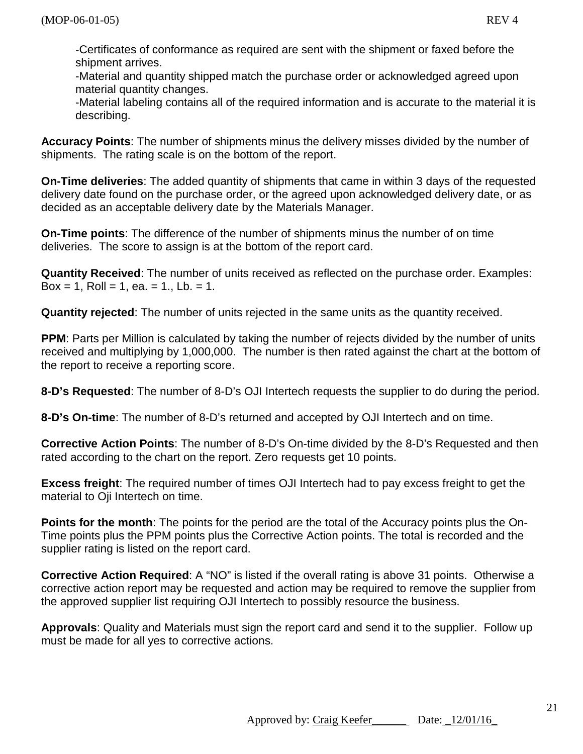-Certificates of conformance as required are sent with the shipment or faxed before the shipment arrives.
-Material and quantity shipped match the purchase order or acknowledged agreed upon material quantity changes.
-Material labeling contains all of the required information and is accurate to the material it is describing.

**Accuracy Points**: The number of shipments minus the delivery misses divided by the number of shipments. The rating scale is on the bottom of the report.

**On-Time deliveries**: The added quantity of shipments that came in within 3 days of the requested delivery date found on the purchase order, or the agreed upon acknowledged delivery date, or as decided as an acceptable delivery date by the Materials Manager.

**On-Time points**: The difference of the number of shipments minus the number of on time deliveries. The score to assign is at the bottom of the report card.

**Quantity Received**: The number of units received as reflected on the purchase order. Examples: Box = 1, Roll = 1, ea. = 1., Lb. = 1.

**Quantity rejected**: The number of units rejected in the same units as the quantity received.

**PPM**: Parts per Million is calculated by taking the number of rejects divided by the number of units received and multiplying by 1,000,000. The number is then rated against the chart at the bottom of the report to receive a reporting score.

**8-D's Requested**: The number of 8-D's OJI Intertech requests the supplier to do during the period.

**8-D's On-time**: The number of 8-D's returned and accepted by OJI Intertech and on time.

**Corrective Action Points**: The number of 8-D's On-time divided by the 8-D's Requested and then rated according to the chart on the report. Zero requests get 10 points.

**Excess freight**: The required number of times OJI Intertech had to pay excess freight to get the material to Oji Intertech on time.

**Points for the month**: The points for the period are the total of the Accuracy points plus the On-Time points plus the PPM points plus the Corrective Action points. The total is recorded and the supplier rating is listed on the report card.

**Corrective Action Required**: A "NO" is listed if the overall rating is above 31 points. Otherwise a corrective action report may be requested and action may be required to remove the supplier from the approved supplier list requiring OJI Intertech to possibly resource the business.

**Approvals**: Quality and Materials must sign the report card and send it to the supplier. Follow up must be made for all yes to corrective actions.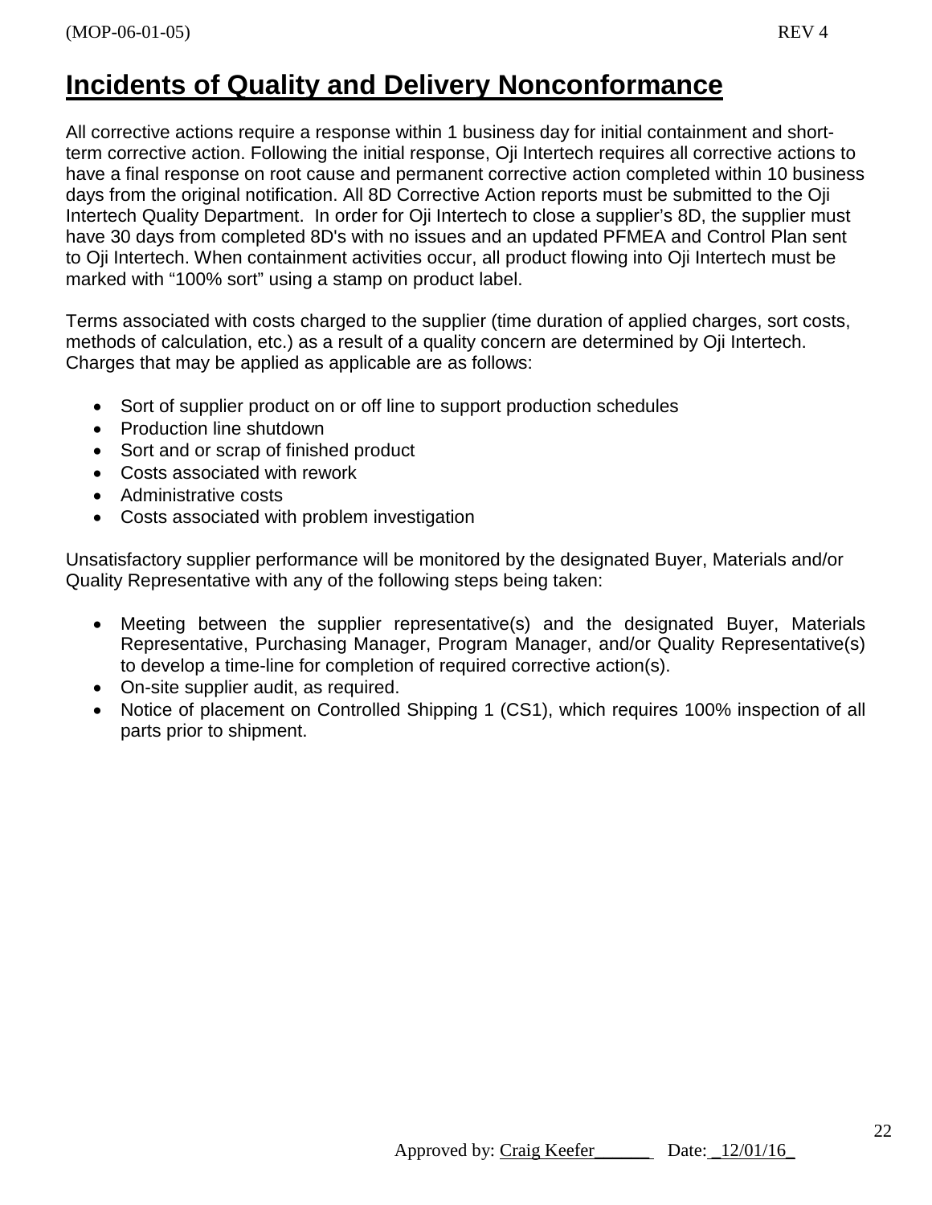# Incidents of Quality and Delivery Nonconformance

All corrective actions require a response within 1 business day for initial containment and short-term corrective action. Following the initial response, Oji Intertech requires all corrective actions to have a final response on root cause and permanent corrective action completed within 10 business days from the original notification. All 8D Corrective Action reports must be submitted to the Oji Intertech Quality Department. In order for Oji Intertech to close a supplier's 8D, the supplier must have 30 days from completed 8D's with no issues and an updated PFMEA and Control Plan sent to Oji Intertech. When containment activities occur, all product flowing into Oji Intertech must be marked with "100% sort" using a stamp on product label.

Terms associated with costs charged to the supplier (time duration of applied charges, sort costs, methods of calculation, etc.) as a result of a quality concern are determined by Oji Intertech. Charges that may be applied as applicable are as follows:

- Sort of supplier product on or off line to support production schedules
- Production line shutdown
- Sort and or scrap of finished product
- Costs associated with rework
- Administrative costs
- Costs associated with problem investigation

Unsatisfactory supplier performance will be monitored by the designated Buyer, Materials and/or Quality Representative with any of the following steps being taken:

- Meeting between the supplier representative(s) and the designated Buyer, Materials Representative, Purchasing Manager, Program Manager, and/or Quality Representative(s) to develop a time-line for completion of required corrective action(s).
- On-site supplier audit, as required.
- Notice of placement on Controlled Shipping 1 (CS1), which requires 100% inspection of all parts prior to shipment.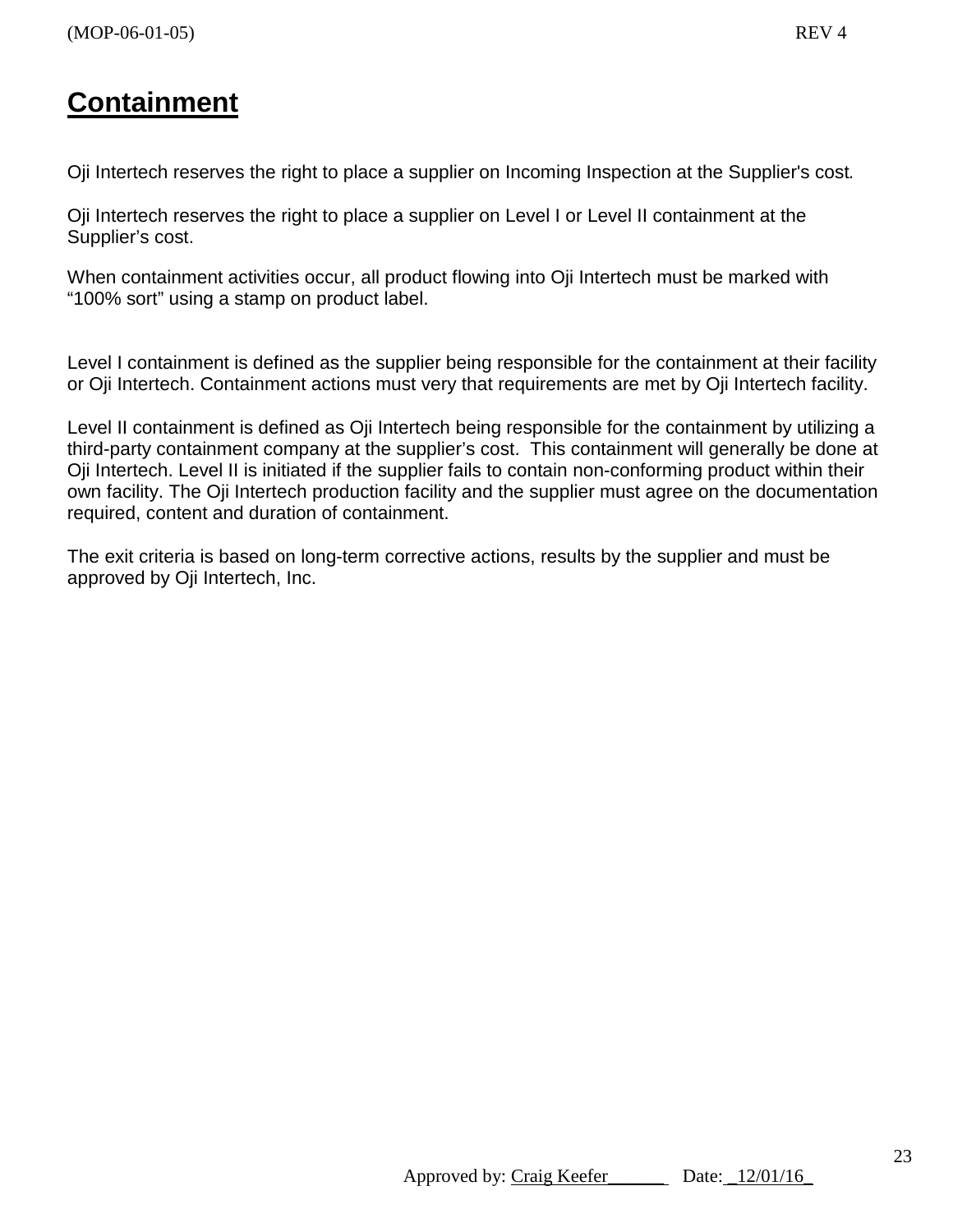# Containment

Oji Intertech reserves the right to place a supplier on Incoming Inspection at the Supplier's cost.

Oji Intertech reserves the right to place a supplier on Level I or Level II containment at the Supplier's cost.

When containment activities occur, all product flowing into Oji Intertech must be marked with "100% sort" using a stamp on product label.

Level I containment is defined as the supplier being responsible for the containment at their facility or Oji Intertech. Containment actions must very that requirements are met by Oji Intertech facility.

Level II containment is defined as Oji Intertech being responsible for the containment by utilizing a third-party containment company at the supplier's cost. This containment will generally be done at Oji Intertech. Level II is initiated if the supplier fails to contain non-conforming product within their own facility. The Oji Intertech production facility and the supplier must agree on the documentation required, content and duration of containment.

The exit criteria is based on long-term corrective actions, results by the supplier and must be approved by Oji Intertech, Inc.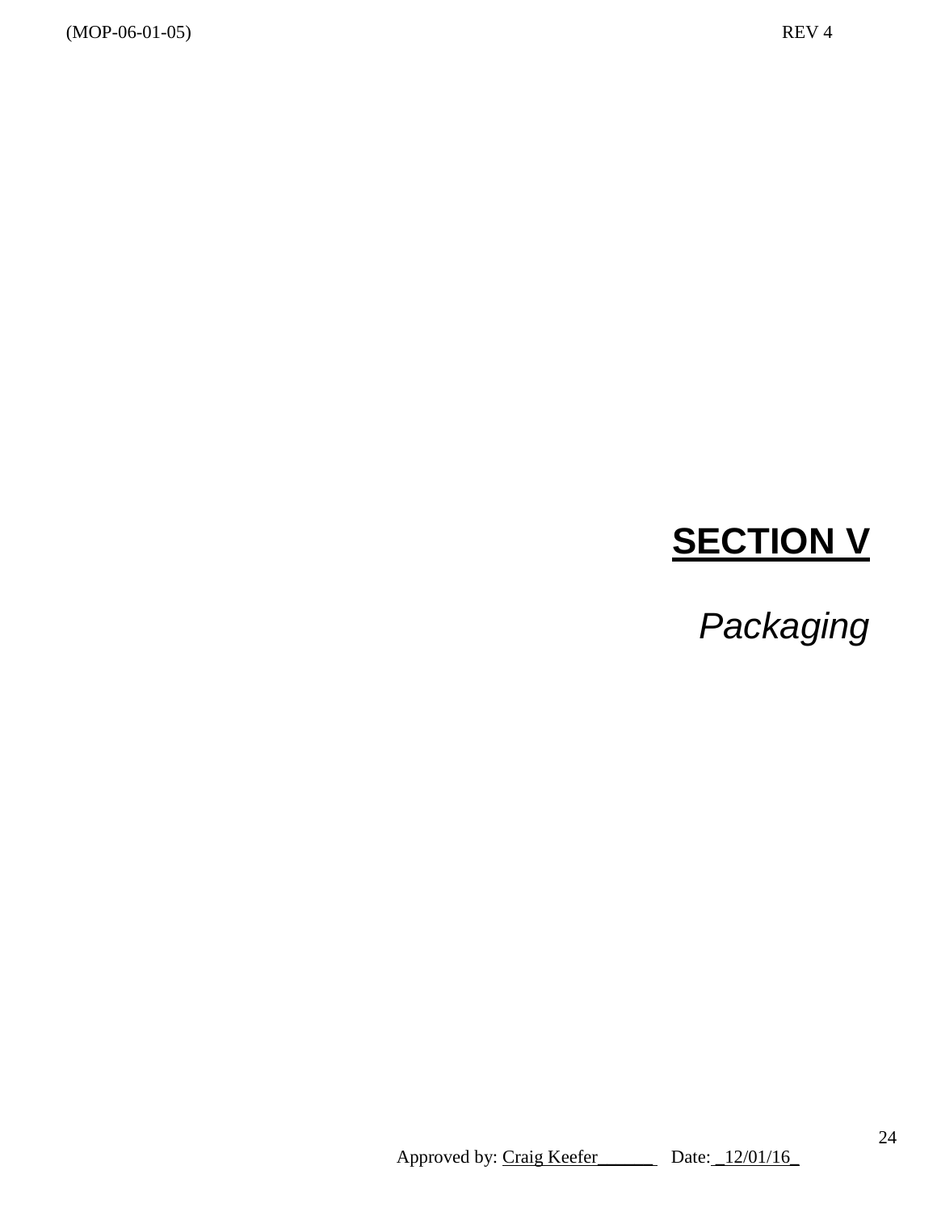# SECTION V

*Packaging*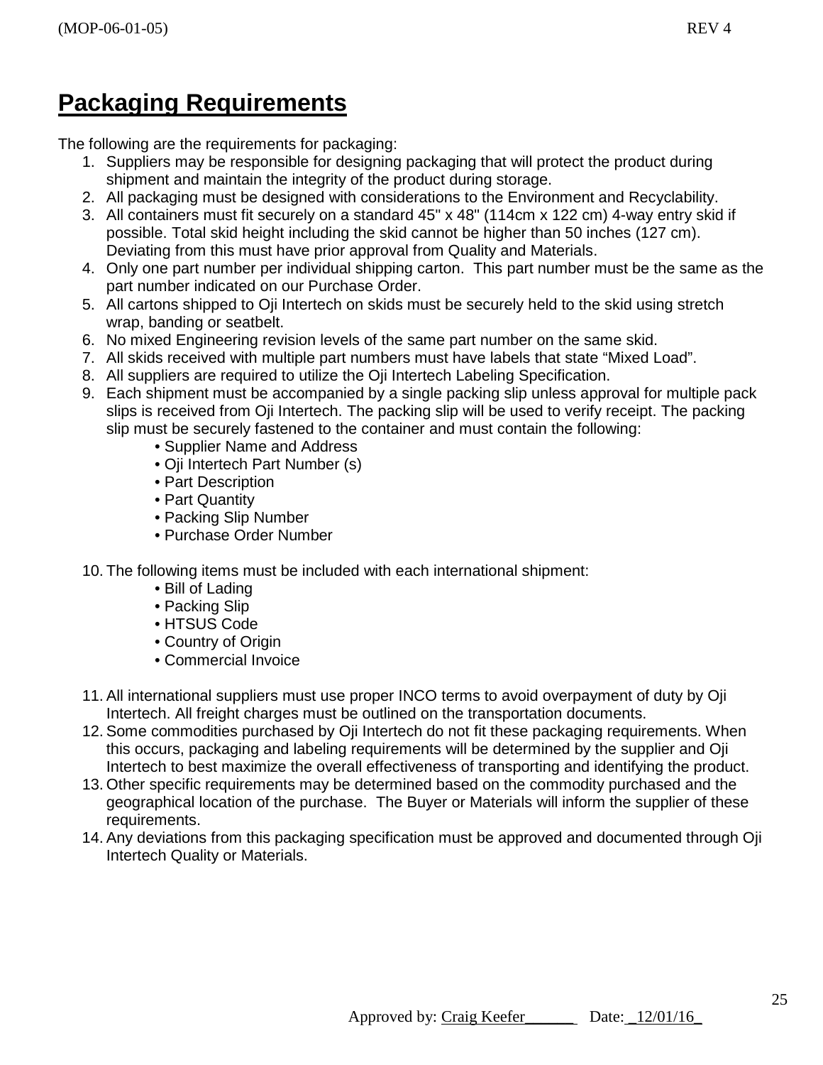# Packaging Requirements

The following are the requirements for packaging:

1. Suppliers may be responsible for designing packaging that will protect the product during shipment and maintain the integrity of the product during storage.
2. All packaging must be designed with considerations to the Environment and Recyclability.
3. All containers must fit securely on a standard 45" x 48" (114cm x 122 cm) 4-way entry skid if possible. Total skid height including the skid cannot be higher than 50 inches (127 cm). Deviating from this must have prior approval from Quality and Materials.
4. Only one part number per individual shipping carton. This part number must be the same as the part number indicated on our Purchase Order.
5. All cartons shipped to Oji Intertech on skids must be securely held to the skid using stretch wrap, banding or seatbelt.
6. No mixed Engineering revision levels of the same part number on the same skid.
7. All skids received with multiple part numbers must have labels that state "Mixed Load".
8. All suppliers are required to utilize the Oji Intertech Labeling Specification.
9. Each shipment must be accompanied by a single packing slip unless approval for multiple pack slips is received from Oji Intertech. The packing slip will be used to verify receipt. The packing slip must be securely fastened to the container and must contain the following:
   - Supplier Name and Address
   - Oji Intertech Part Number (s)
   - Part Description
   - Part Quantity
   - Packing Slip Number
   - Purchase Order Number

10. The following items must be included with each international shipment:
    - Bill of Lading
    - Packing Slip
    - HTSUS Code
    - Country of Origin
    - Commercial Invoice

11. All international suppliers must use proper INCO terms to avoid overpayment of duty by Oji Intertech. All freight charges must be outlined on the transportation documents.
12. Some commodities purchased by Oji Intertech do not fit these packaging requirements. When this occurs, packaging and labeling requirements will be determined by the supplier and Oji Intertech to best maximize the overall effectiveness of transporting and identifying the product.
13. Other specific requirements may be determined based on the commodity purchased and the geographical location of the purchase. The Buyer or Materials will inform the supplier of these requirements.
14. Any deviations from this packaging specification must be approved and documented through Oji Intertech Quality or Materials.

Approved by: Craig Keefer______ Date: _12/01/16_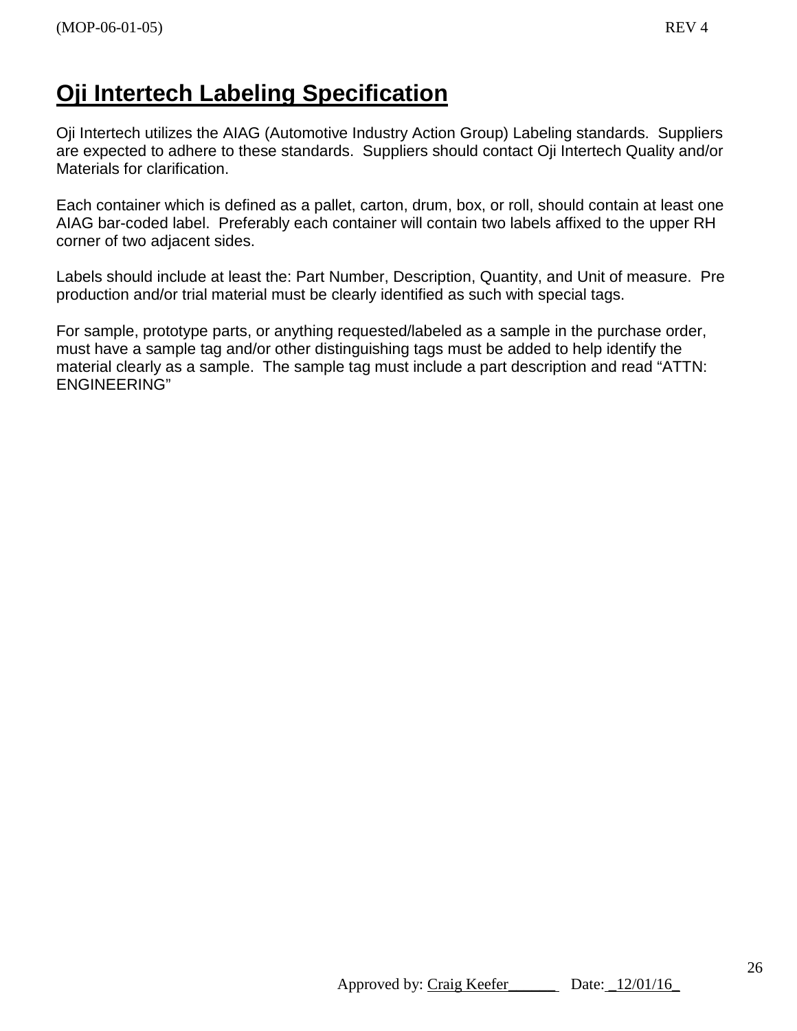# Oji Intertech Labeling Specification

Oji Intertech utilizes the AIAG (Automotive Industry Action Group) Labeling standards. Suppliers are expected to adhere to these standards. Suppliers should contact Oji Intertech Quality and/or Materials for clarification.

Each container which is defined as a pallet, carton, drum, box, or roll, should contain at least one AIAG bar-coded label. Preferably each container will contain two labels affixed to the upper RH corner of two adjacent sides.

Labels should include at least the: Part Number, Description, Quantity, and Unit of measure. Pre production and/or trial material must be clearly identified as such with special tags.

For sample, prototype parts, or anything requested/labeled as a sample in the purchase order, must have a sample tag and/or other distinguishing tags must be added to help identify the material clearly as a sample. The sample tag must include a part description and read "ATTN: ENGINEERING"

Approved by: Craig Keefer______ Date: _12/01/16_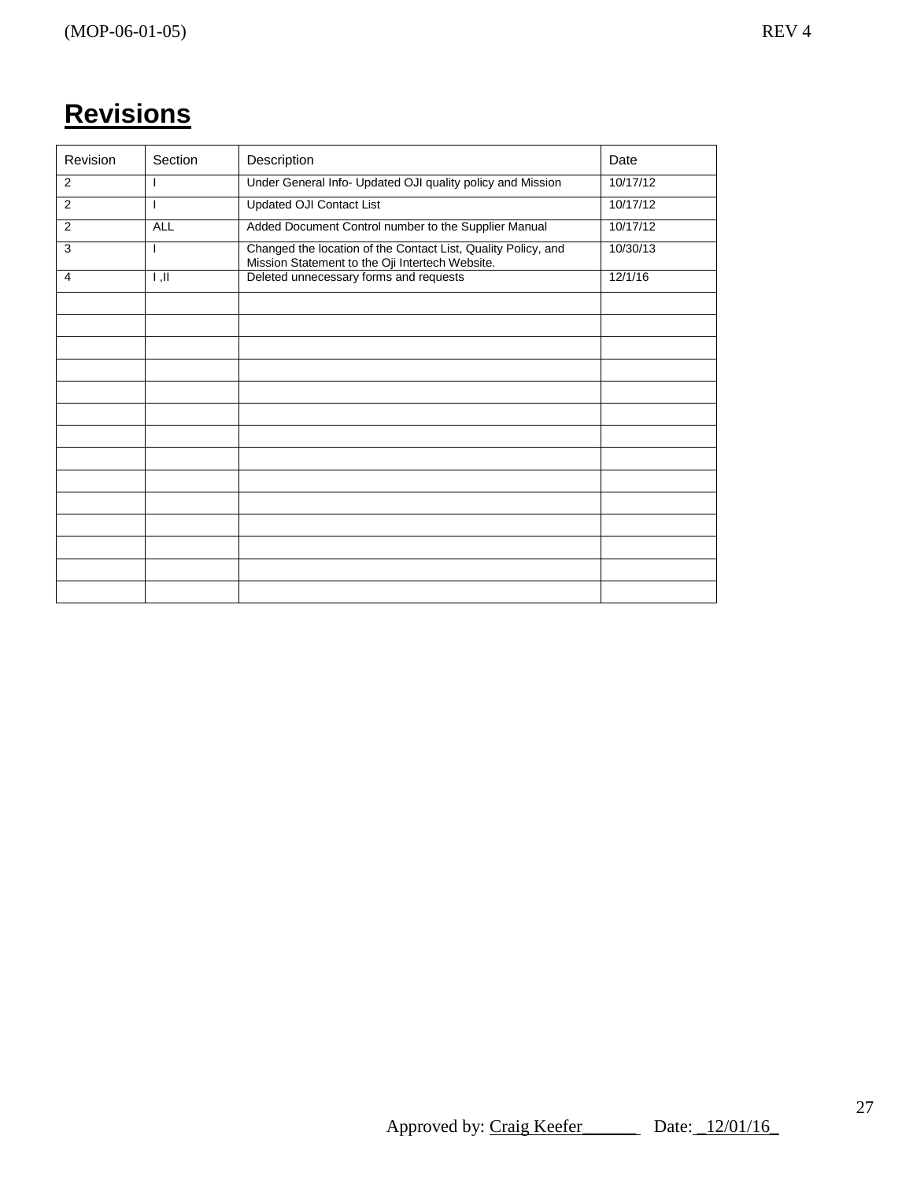# Revisions

| Revision | Section | Description | Date |
|---|---|---|---|
| 2 | I | Under General Info- Updated OJI quality policy and Mission | 10/17/12 |
| 2 | I | Updated OJI Contact List | 10/17/12 |
| 2 | ALL | Added Document Control number to the Supplier Manual | 10/17/12 |
| 3 | I | Changed the location of the Contact List, Quality Policy, and Mission Statement to the Oji Intertech Website. | 10/30/13 |
| 4 | I ,II | Deleted unnecessary forms and requests | 12/1/16 |
| | | | |
| | | | |
| | | | |
| | | | |
| | | | |
| | | | |
| | | | |
| | | | |
| | | | |
| | | | |
| | | | |
| | | | |
| | | | |
| | | | |

Approved by: Craig Keefer______ Date: _12/01/16_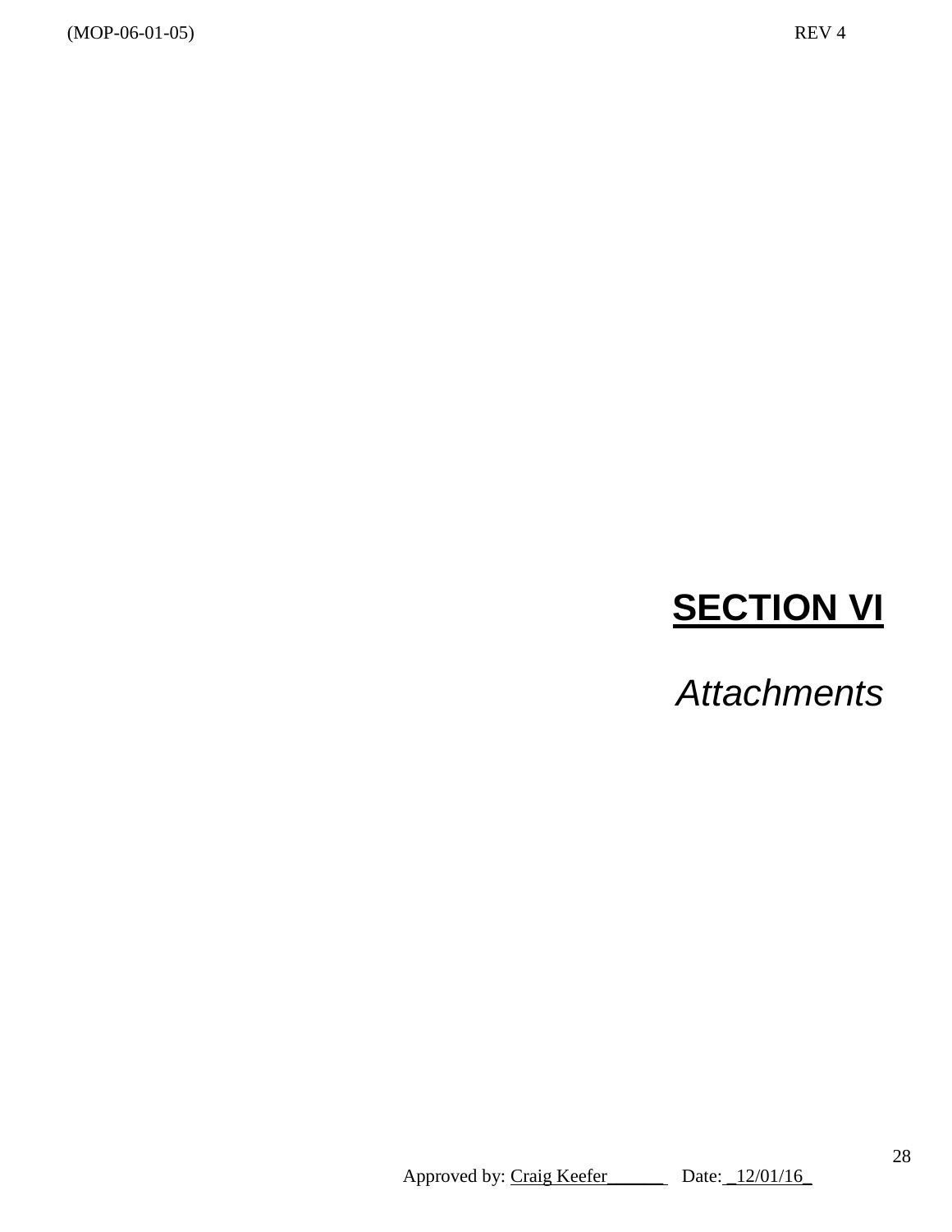# SECTION VI

*Attachments*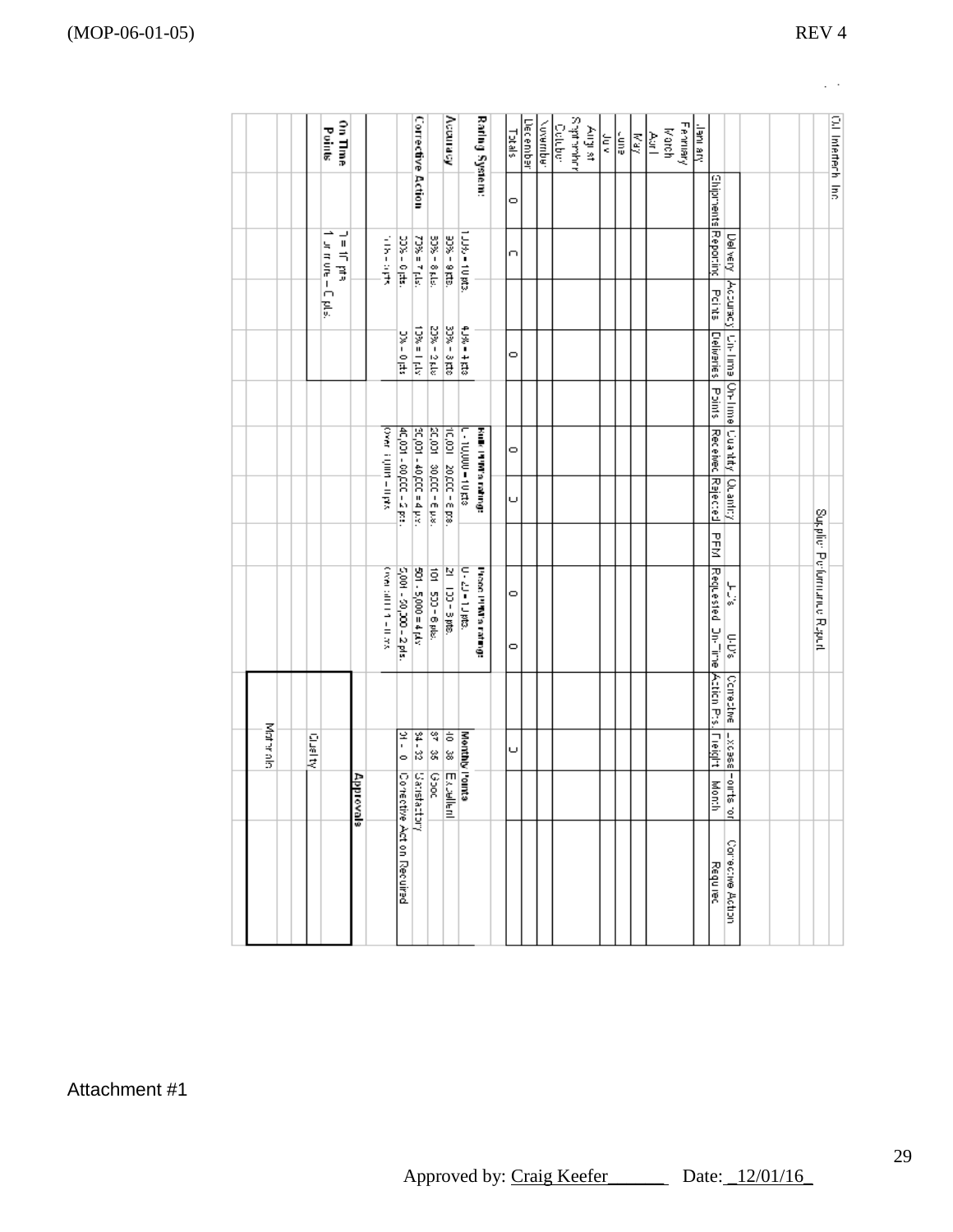Oil Interfach Inc.

Supplier Performance Report

| | Shipments Reporting | Delivery Accuracy Points | On-Time Deliveries | On-Time Points | Quantity Received | Quantity Rejected | PPM | # of C.A.'s Requested | # of C.A.'s On-Time | Corrective Action Pts. | Excess Freight | Points for Month | Corrective Action Required |
|---|---|---|---|---|---|---|---|---|---|---|---|---|---|
| January | | | | | | | | | | | | | |
| February | | | | | | | | | | | | | |
| March | | | | | | | | | | | | | |
| April | | | | | | | | | | | | | |
| May | | | | | | | | | | | | | |
| June | | | | | | | | | | | | | |
| July | | | | | | | | | | | | | |
| August | | | | | | | | | | | | | |
| September | | | | | | | | | | | | | |
| October | | | | | | | | | | | | | |
| November | | | | | | | | | | | | | |
| December | | | | | | | | | | | | | |
| Totals | 0 | 0 | | 0 | | 0 | 0 | | 0 | 0 | 0 | | |

**Rating System:**

| | | | | | |
|---|---|---|---|---|---|
| **Accuracy** | 100% = 10 pts. | 40% = 4 pts. | **Bulk PPM's rating:** 0 - 10,000 = 10 pts. | **Piece PPM's rating:** 0 - 20 = 10 pts. | **Monthly Points** |
| | 90% = 9 pts. | 30% = 3 pts. | 10,001 - 20,000 = 8 pts. | 21 - 100 = 8 pts. | 40 - 38 Excellent |
| | 80% = 8 pts. | 20% = 2 pts. | 20,001 - 30,000 = 6 pts. | 101 - 500 = 6 pts. | 37 - 35 Good |
| **Corrective Action** | 70% = 7 pts. | 10% = 1 pts. | 30,001 - 40,000 = 4 pts. | 501 - 5,000 = 4 pts. | 34 - 32 Satisfactory |
| | 60% = 6 pts. | 0% = 0 pts. | 40,001 - 60,000 = 2 pts. | 5,001 - 50,000 = 2 pts. | 31 - 0 Corrective Action Required |
| | 50% = 5 pts. | | Over 60,000 = 0 pts. | Over 50,001 = 0 pts. | |

**On Time Points**

1 = 10 pts.

1 or more = 0 pts.

**Approvals**

Quality

Materials

Attachment #1

Approved by: Craig Keefer______ Date: _12/01/16_